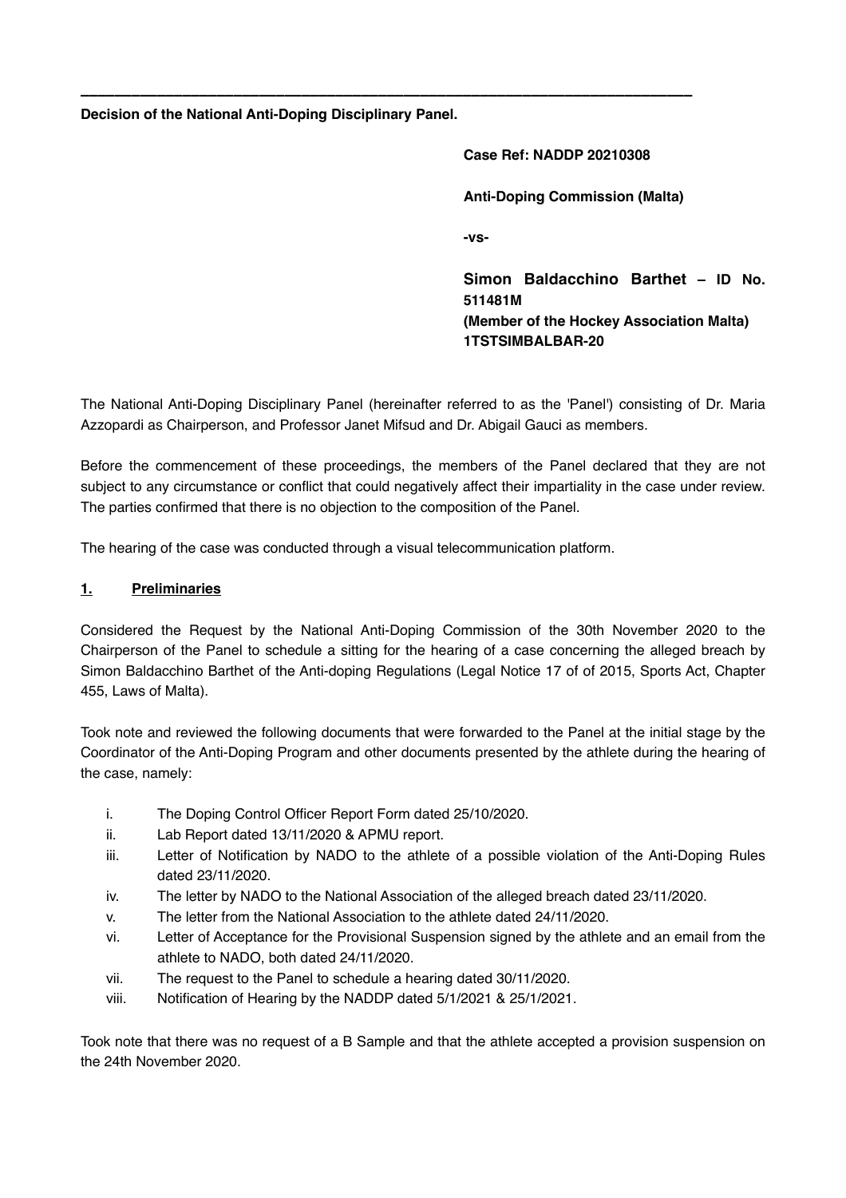---

**Decision of the National Anti-Doping Disciplinary Panel.**

**Case Ref: NADDP 20210308**

**Anti-Doping Commission (Malta)**

**-vs-**

**Simon Baldacchino Barthet – ID No. 511481M**
**(Member of the Hockey Association Malta)**
**1TSTSIMBALBAR-20**

The National Anti-Doping Disciplinary Panel (hereinafter referred to as the 'Panel') consisting of Dr. Maria Azzopardi as Chairperson, and Professor Janet Mifsud and Dr. Abigail Gauci as members.

Before the commencement of these proceedings, the members of the Panel declared that they are not subject to any circumstance or conflict that could negatively affect their impartiality in the case under review. The parties confirmed that there is no objection to the composition of the Panel.

The hearing of the case was conducted through a visual telecommunication platform.

## 1. Preliminaries

Considered the Request by the National Anti-Doping Commission of the 30th November 2020 to the Chairperson of the Panel to schedule a sitting for the hearing of a case concerning the alleged breach by Simon Baldacchino Barthet of the Anti-doping Regulations (Legal Notice 17 of of 2015, Sports Act, Chapter 455, Laws of Malta).

Took note and reviewed the following documents that were forwarded to the Panel at the initial stage by the Coordinator of the Anti-Doping Program and other documents presented by the athlete during the hearing of the case, namely:

i. The Doping Control Officer Report Form dated 25/10/2020.
ii. Lab Report dated 13/11/2020 & APMU report.
iii. Letter of Notification by NADO to the athlete of a possible violation of the Anti-Doping Rules dated 23/11/2020.
iv. The letter by NADO to the National Association of the alleged breach dated 23/11/2020.
v. The letter from the National Association to the athlete dated 24/11/2020.
vi. Letter of Acceptance for the Provisional Suspension signed by the athlete and an email from the athlete to NADO, both dated 24/11/2020.
vii. The request to the Panel to schedule a hearing dated 30/11/2020.
viii. Notification of Hearing by the NADDP dated 5/1/2021 & 25/1/2021.

Took note that there was no request of a B Sample and that the athlete accepted a provision suspension on the 24th November 2020.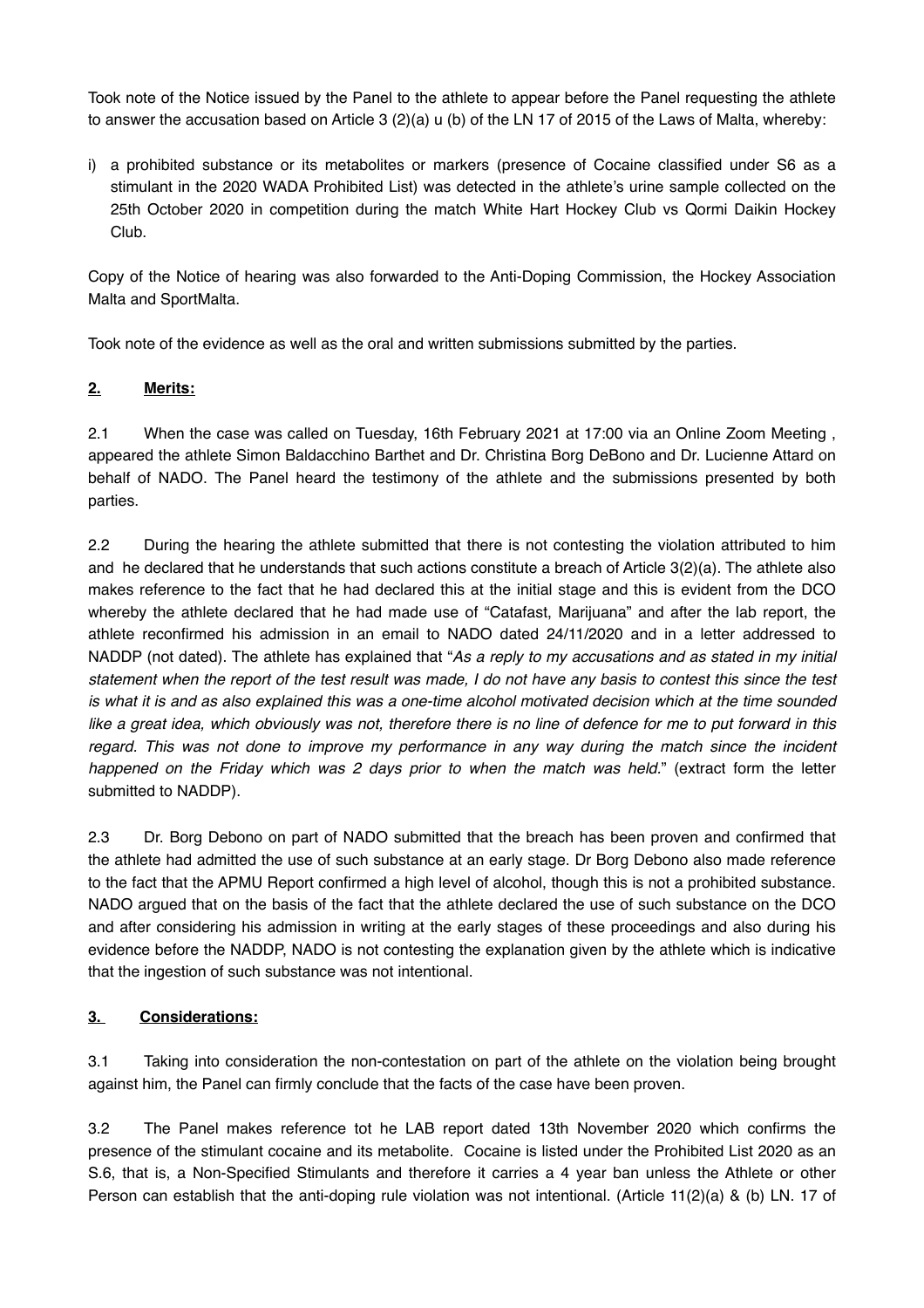Took note of the Notice issued by the Panel to the athlete to appear before the Panel requesting the athlete to answer the accusation based on Article 3 (2)(a) u (b) of the LN 17 of 2015 of the Laws of Malta, whereby:

i) a prohibited substance or its metabolites or markers (presence of Cocaine classified under S6 as a stimulant in the 2020 WADA Prohibited List) was detected in the athlete's urine sample collected on the 25th October 2020 in competition during the match White Hart Hockey Club vs Qormi Daikin Hockey Club.

Copy of the Notice of hearing was also forwarded to the Anti-Doping Commission, the Hockey Association Malta and SportMalta.

Took note of the evidence as well as the oral and written submissions submitted by the parties.

## 2. Merits:

2.1 When the case was called on Tuesday, 16th February 2021 at 17:00 via an Online Zoom Meeting , appeared the athlete Simon Baldacchino Barthet and Dr. Christina Borg DeBono and Dr. Lucienne Attard on behalf of NADO. The Panel heard the testimony of the athlete and the submissions presented by both parties.

2.2 During the hearing the athlete submitted that there is not contesting the violation attributed to him and he declared that he understands that such actions constitute a breach of Article 3(2)(a). The athlete also makes reference to the fact that he had declared this at the initial stage and this is evident from the DCO whereby the athlete declared that he had made use of "Catafast, Marijuana" and after the lab report, the athlete reconfirmed his admission in an email to NADO dated 24/11/2020 and in a letter addressed to NADDP (not dated). The athlete has explained that "*As a reply to my accusations and as stated in my initial statement when the report of the test result was made, I do not have any basis to contest this since the test is what it is and as also explained this was a one-time alcohol motivated decision which at the time sounded like a great idea, which obviously was not, therefore there is no line of defence for me to put forward in this regard. This was not done to improve my performance in any way during the match since the incident happened on the Friday which was 2 days prior to when the match was held.*" (extract form the letter submitted to NADDP).

2.3 Dr. Borg Debono on part of NADO submitted that the breach has been proven and confirmed that the athlete had admitted the use of such substance at an early stage. Dr Borg Debono also made reference to the fact that the APMU Report confirmed a high level of alcohol, though this is not a prohibited substance. NADO argued that on the basis of the fact that the athlete declared the use of such substance on the DCO and after considering his admission in writing at the early stages of these proceedings and also during his evidence before the NADDP, NADO is not contesting the explanation given by the athlete which is indicative that the ingestion of such substance was not intentional.

## 3. Considerations:

3.1 Taking into consideration the non-contestation on part of the athlete on the violation being brought against him, the Panel can firmly conclude that the facts of the case have been proven.

3.2 The Panel makes reference tot he LAB report dated 13th November 2020 which confirms the presence of the stimulant cocaine and its metabolite. Cocaine is listed under the Prohibited List 2020 as an S.6, that is, a Non-Specified Stimulants and therefore it carries a 4 year ban unless the Athlete or other Person can establish that the anti-doping rule violation was not intentional. (Article 11(2)(a) & (b) LN. 17 of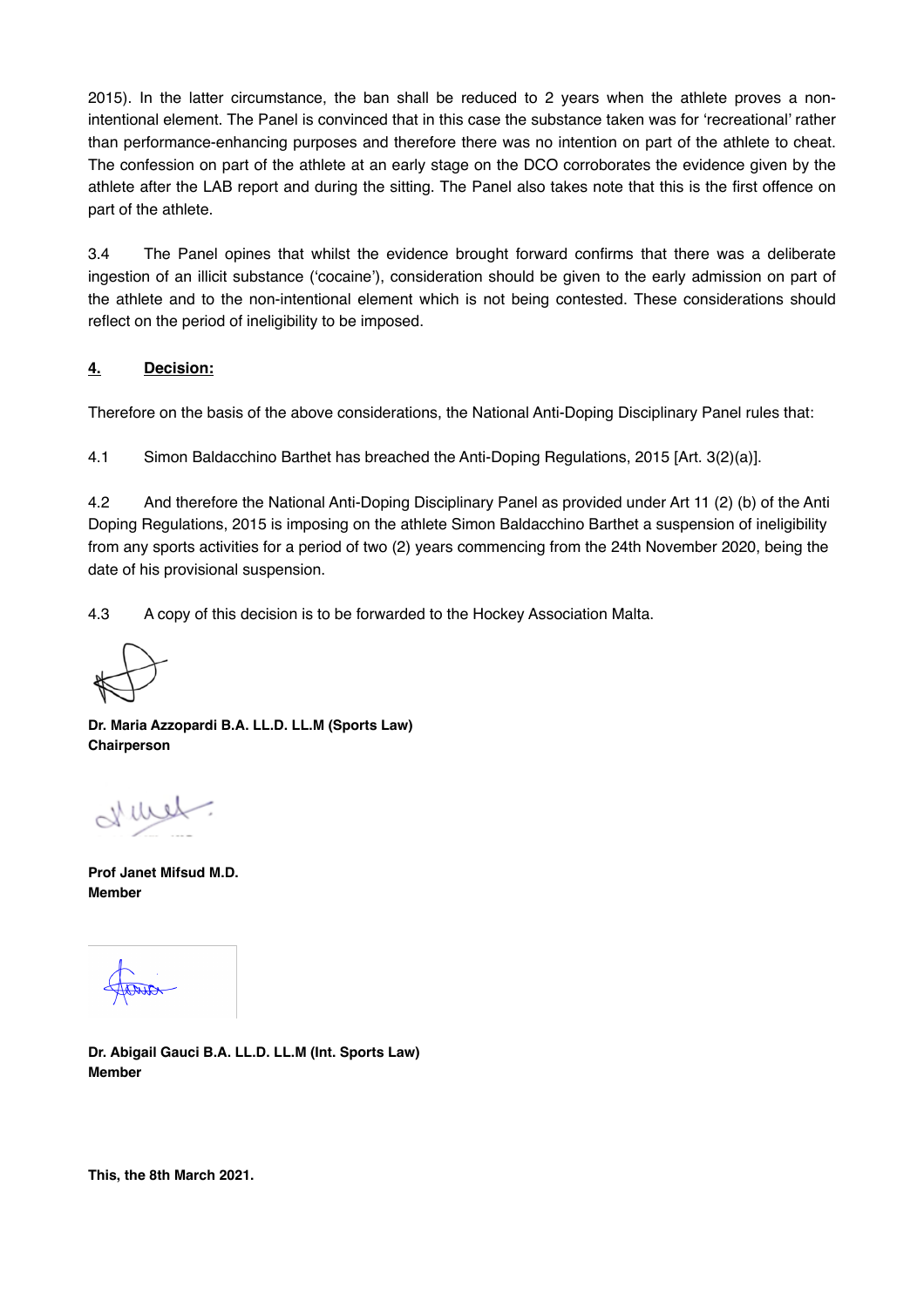2015). In the latter circumstance, the ban shall be reduced to 2 years when the athlete proves a non-intentional element. The Panel is convinced that in this case the substance taken was for 'recreational' rather than performance-enhancing purposes and therefore there was no intention on part of the athlete to cheat. The confession on part of the athlete at an early stage on the DCO corroborates the evidence given by the athlete after the LAB report and during the sitting. The Panel also takes note that this is the first offence on part of the athlete.

3.4 The Panel opines that whilst the evidence brought forward confirms that there was a deliberate ingestion of an illicit substance ('cocaine'), consideration should be given to the early admission on part of the athlete and to the non-intentional element which is not being contested. These considerations should reflect on the period of ineligibility to be imposed.

## 4. Decision:

Therefore on the basis of the above considerations, the National Anti-Doping Disciplinary Panel rules that:

4.1 Simon Baldacchino Barthet has breached the Anti-Doping Regulations, 2015 [Art. 3(2)(a)].

4.2 And therefore the National Anti-Doping Disciplinary Panel as provided under Art 11 (2) (b) of the Anti Doping Regulations, 2015 is imposing on the athlete Simon Baldacchino Barthet a suspension of ineligibility from any sports activities for a period of two (2) years commencing from the 24th November 2020, being the date of his provisional suspension.

4.3 A copy of this decision is to be forwarded to the Hockey Association Malta.

**Dr. Maria Azzopardi B.A. LL.D. LL.M (Sports Law)**
**Chairperson**

**Prof Janet Mifsud M.D.**
**Member**

**Dr. Abigail Gauci B.A. LL.D. LL.M (Int. Sports Law)**
**Member**

**This, the 8th March 2021.**